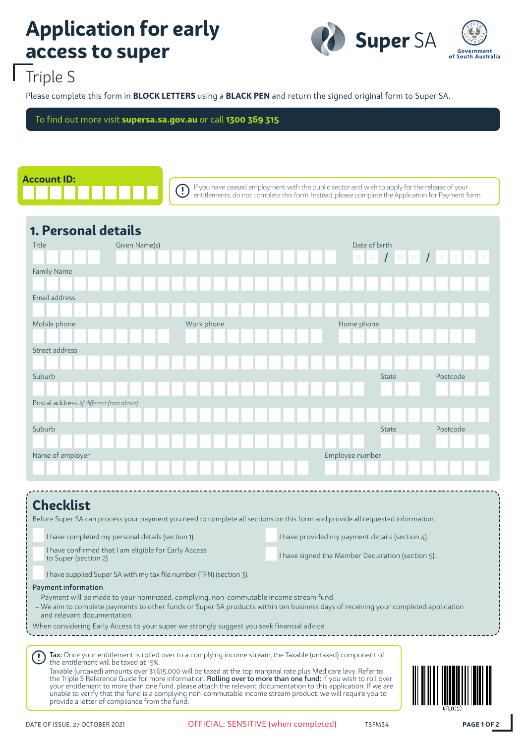# Application for early access to super

## Triple S

Please complete this form in **BLOCK LETTERS** using a **BLACK PEN** and return the signed original form to Super SA.

To find out more visit **supersa.sa.gov.au** or call **1300 369 315**

**Account ID:**

If you have ceased employment with the public sector and wish to apply for the release of your entitlements, do not complete this form. Instead, please complete the Application for Payment form.

## 1. Personal details

Title

Given Name(s)

Date of birth D D / M M / Y Y Y Y

Family Name

Email address

Mobile phone

Work phone

Home phone

Street address

Suburb

State

Postcode

Postal address *(if different from above)*

Suburb

State

Postcode

Name of employer

Employee number

## Checklist

Before Super SA can process your payment you need to complete all sections on this form and provide all requested information.

- ☐ I have completed my personal details (section 1).
- ☐ I have confirmed that I am eligible for Early Access to Super (section 2).
- ☐ I have supplied Super SA with my tax file number (TFN) (section 3).
- ☐ I have provided my payment details (section 4).
- ☐ I have signed the Member Declaration (section 5).

**Payment information**

- Payment will be made to your nominated, complying, non-commutable income stream fund.
- We aim to complete payments to other funds or Super SA products within ten business days of receiving your completed application and relevant documentation.

When considering Early Access to your super we strongly suggest you seek financial advice.

**Tax:** Once your entitlement is rolled over to a complying income stream, the Taxable (untaxed) component of the entitlement will be taxed at 15%.

Taxable (untaxed) amounts over $1,615,000 will be taxed at the top marginal rate plus Medicare levy. Refer to the Triple S Reference Guide for more information. **Rolling over to more than one fund:** If you wish to roll over your entitlement to more than one fund, please attach the relevant documentation to this application. If we are unable to verify that the fund is a complying non-commutable income stream product, we will require you to provide a letter of compliance from the fund.

DATE OF ISSUE: 27 OCTOBER 2021 OFFICIAL: SENSITIVE (when completed) TSFM34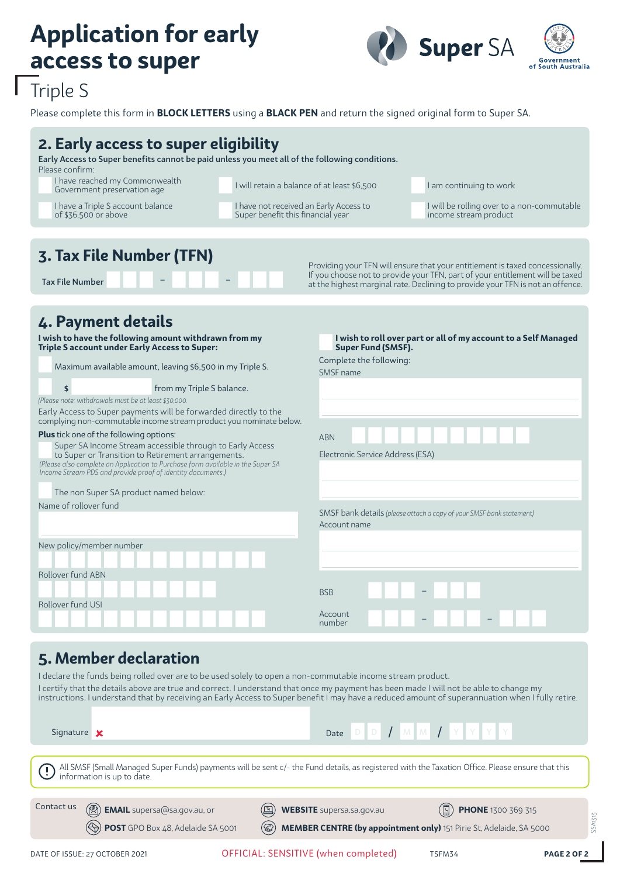# Application for early access to super

Triple S

Please complete this form in **BLOCK LETTERS** using a **BLACK PEN** and return the signed original form to Super SA.

## 2. Early access to super eligibility

**Early Access to Super benefits cannot be paid unless you meet all of the following conditions.**

Please confirm:

- ☐ I have reached my Commonwealth Government preservation age
- ☐ I will retain a balance of at least $6,500
- ☐ I am continuing to work
- ☐ I have a Triple S account balance of $36,500 or above
- ☐ I have not received an Early Access to Super benefit this financial year
- ☐ I will be rolling over to a non-commutable income stream product

## 3. Tax File Number (TFN)

Tax File Number ☐☐☐ - ☐☐☐ - ☐☐☐

Providing your TFN will ensure that your entitlement is taxed concessionally. If you choose not to provide your TFN, part of your entitlement will be taxed at the highest marginal rate. Declining to provide your TFN is not an offence.

## 4. Payment details

**I wish to have the following amount withdrawn from my Triple S account under Early Access to Super:**

- ☐ Maximum available amount, leaving $6,500 in my Triple S.
- ☐ $ ________ from my Triple S balance.

*(Please note: withdrawals must be at least $30,000.*

Early Access to Super payments will be forwarded directly to the complying non-commutable income stream product you nominate below.

**Plus** tick one of the following options:

- ☐ Super SA Income Stream accessible through to Early Access to Super or Transition to Retirement arrangements.
  *(Please also complete an Application to Purchase form available in the Super SA Income Stream PDS and provide proof of identity documents.)*
- ☐ The non Super SA product named below:

Name of rollover fund

New policy/member number

Rollover fund ABN

Rollover fund USI

☐ **I wish to roll over part or all of my account to a Self Managed Super Fund (SMSF).**

Complete the following:

SMSF name

ABN

Electronic Service Address (ESA)

SMSF bank details *(please attach a copy of your SMSF bank statement)*

Account name

BSB ☐☐☐ - ☐☐☐

Account number ☐☐☐ - ☐☐☐ - ☐☐☐

## 5. Member declaration

I declare the funds being rolled over are to be used solely to open a non-commutable income stream product.

I certify that the details above are true and correct. I understand that once my payment has been made I will not be able to change my instructions. I understand that by receiving an Early Access to Super benefit I may have a reduced amount of superannuation when I fully retire.

Signature ✘

Date D D / M M / Y Y Y Y

All SMSF (Small Managed Super Funds) payments will be sent c/- the Fund details, as registered with the Taxation Office. Please ensure that this information is up to date.

Contact us

**EMAIL** supersa@sa.gov.au, or

**WEBSITE** supersa.sa.gov.au

**PHONE** 1300 369 315

**POST** GPO Box 48, Adelaide SA 5001

**MEMBER CENTRE (by appointment only)** 151 Pirie St, Adelaide, SA 5000

DATE OF ISSUE: 27 OCTOBER 2021

OFFICIAL: SENSITIVE (when completed)

TSFM34